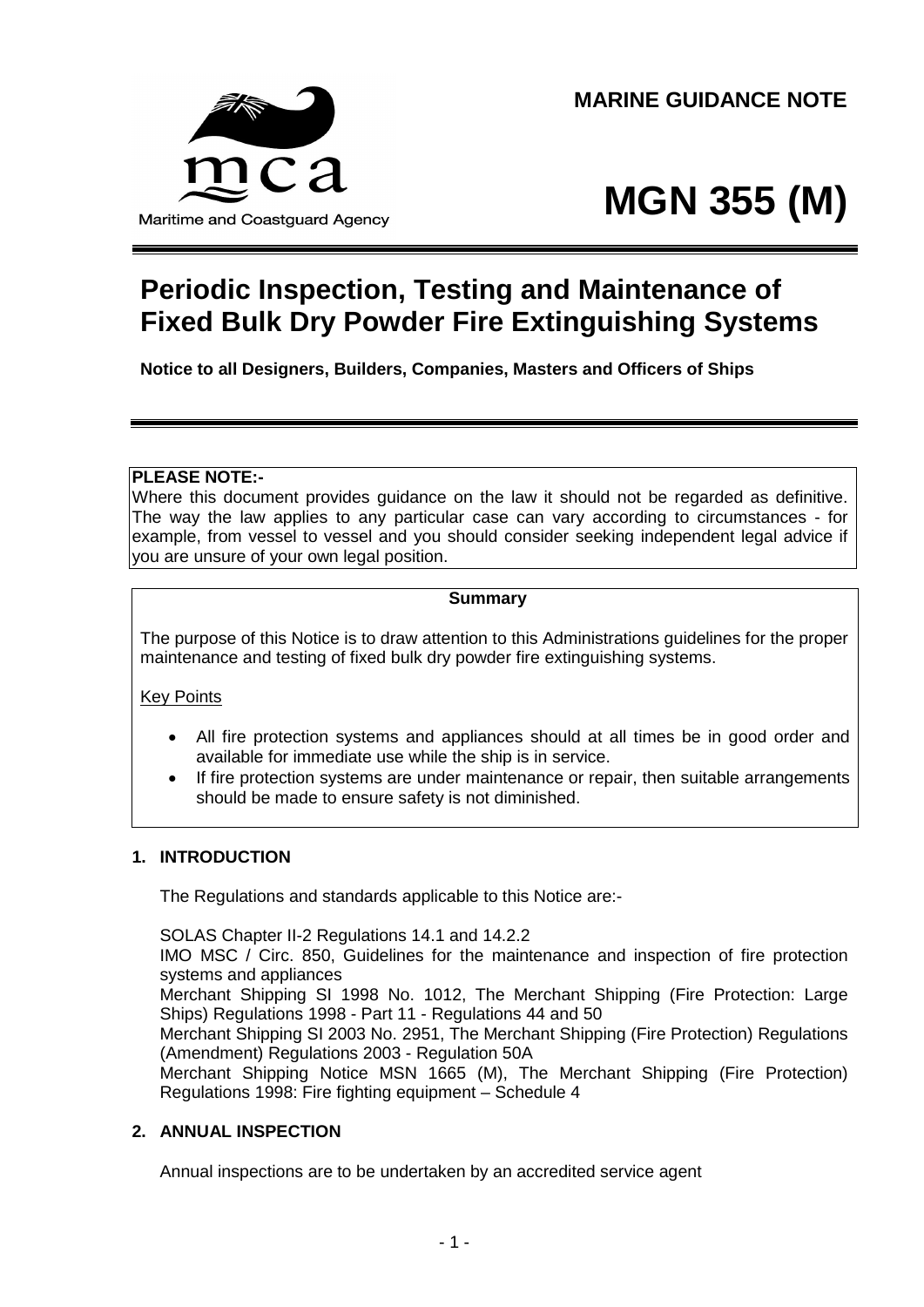MARINE GUIDANCE NOTE

Maritime and Coastguard Agency

# MGN 355 (M)

# Periodic Inspection, Testing and Maintenance of Fixed Bulk Dry Powder Fire Extinguishing Systems

**Notice to all Designers, Builders, Companies, Masters and Officers of Ships**

**PLEASE NOTE:-**
Where this document provides guidance on the law it should not be regarded as definitive. The way the law applies to any particular case can vary according to circumstances - for example, from vessel to vessel and you should consider seeking independent legal advice if you are unsure of your own legal position.

**Summary**

The purpose of this Notice is to draw attention to this Administrations guidelines for the proper maintenance and testing of fixed bulk dry powder fire extinguishing systems.

Key Points

- All fire protection systems and appliances should at all times be in good order and available for immediate use while the ship is in service.
- If fire protection systems are under maintenance or repair, then suitable arrangements should be made to ensure safety is not diminished.

## 1. INTRODUCTION

The Regulations and standards applicable to this Notice are:-

SOLAS Chapter II-2 Regulations 14.1 and 14.2.2
IMO MSC / Circ. 850, Guidelines for the maintenance and inspection of fire protection systems and appliances
Merchant Shipping SI 1998 No. 1012, The Merchant Shipping (Fire Protection: Large Ships) Regulations 1998 - Part 11 - Regulations 44 and 50
Merchant Shipping SI 2003 No. 2951, The Merchant Shipping (Fire Protection) Regulations (Amendment) Regulations 2003 - Regulation 50A
Merchant Shipping Notice MSN 1665 (M), The Merchant Shipping (Fire Protection) Regulations 1998: Fire fighting equipment – Schedule 4

## 2. ANNUAL INSPECTION

Annual inspections are to be undertaken by an accredited service agent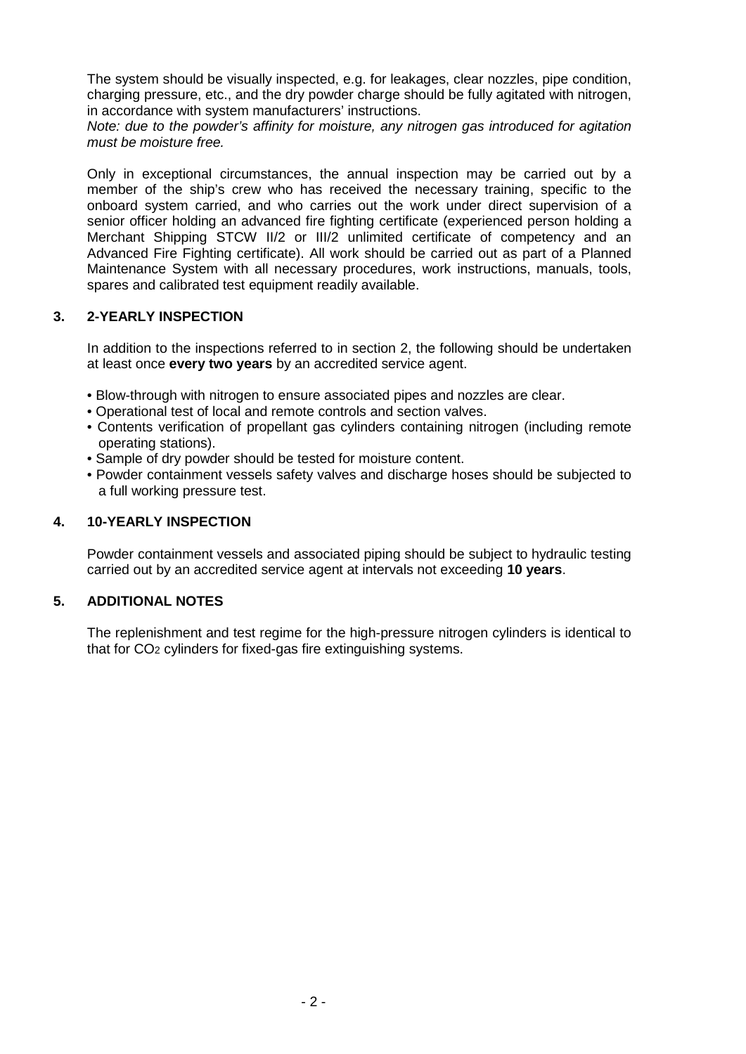The system should be visually inspected, e.g. for leakages, clear nozzles, pipe condition, charging pressure, etc., and the dry powder charge should be fully agitated with nitrogen, in accordance with system manufacturers' instructions.

*Note: due to the powder's affinity for moisture, any nitrogen gas introduced for agitation must be moisture free.*

Only in exceptional circumstances, the annual inspection may be carried out by a member of the ship's crew who has received the necessary training, specific to the onboard system carried, and who carries out the work under direct supervision of a senior officer holding an advanced fire fighting certificate (experienced person holding a Merchant Shipping STCW II/2 or III/2 unlimited certificate of competency and an Advanced Fire Fighting certificate). All work should be carried out as part of a Planned Maintenance System with all necessary procedures, work instructions, manuals, tools, spares and calibrated test equipment readily available.

## 3. 2-YEARLY INSPECTION

In addition to the inspections referred to in section 2, the following should be undertaken at least once **every two years** by an accredited service agent.

- Blow-through with nitrogen to ensure associated pipes and nozzles are clear.
- Operational test of local and remote controls and section valves.
- Contents verification of propellant gas cylinders containing nitrogen (including remote operating stations).
- Sample of dry powder should be tested for moisture content.
- Powder containment vessels safety valves and discharge hoses should be subjected to a full working pressure test.

## 4. 10-YEARLY INSPECTION

Powder containment vessels and associated piping should be subject to hydraulic testing carried out by an accredited service agent at intervals not exceeding **10 years**.

## 5. ADDITIONAL NOTES

The replenishment and test regime for the high-pressure nitrogen cylinders is identical to that for $CO_2$ cylinders for fixed-gas fire extinguishing systems.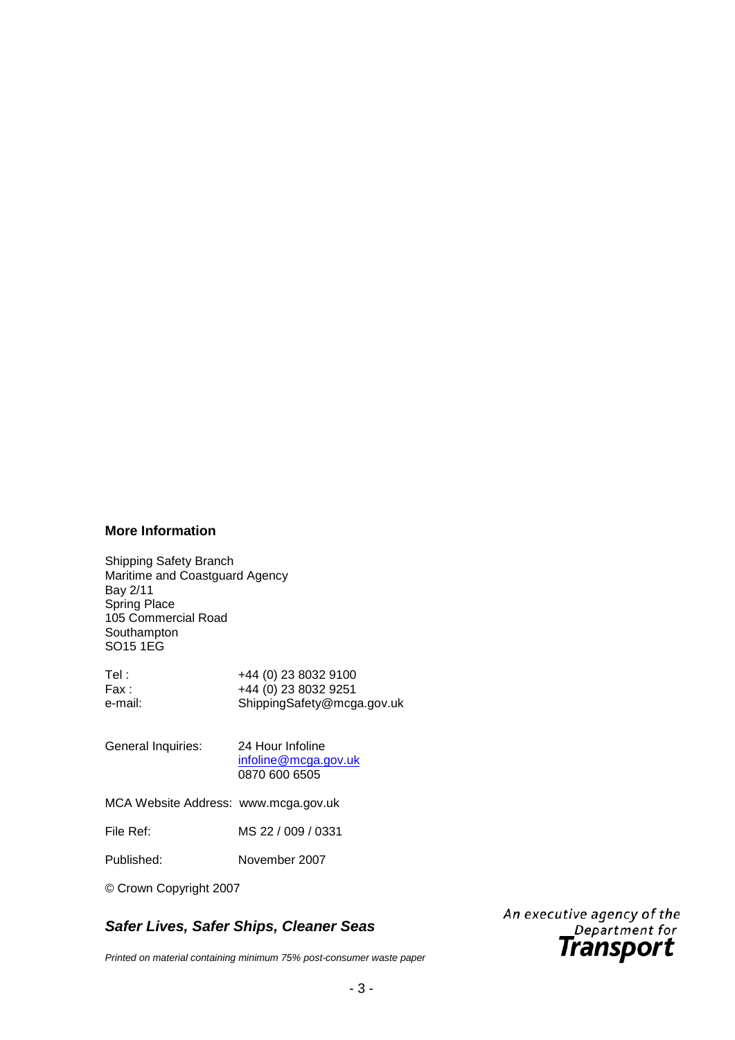## More Information

Shipping Safety Branch
Maritime and Coastguard Agency
Bay 2/11
Spring Place
105 Commercial Road
Southampton
SO15 1EG

| | |
|---|---|
| Tel : | +44 (0) 23 8032 9100 |
| Fax : | +44 (0) 23 8032 9251 |
| e-mail: | ShippingSafety@mcga.gov.uk |

General Inquiries: 24 Hour Infoline
infoline@mcga.gov.uk
0870 600 6505

MCA Website Address: www.mcga.gov.uk

File Ref: MS 22 / 009 / 0331

Published: November 2007

© Crown Copyright 2007

***Safer Lives, Safer Ships, Cleaner Seas***

*Printed on material containing minimum 75% post-consumer waste paper*

*An executive agency of the Department for* **Transport**